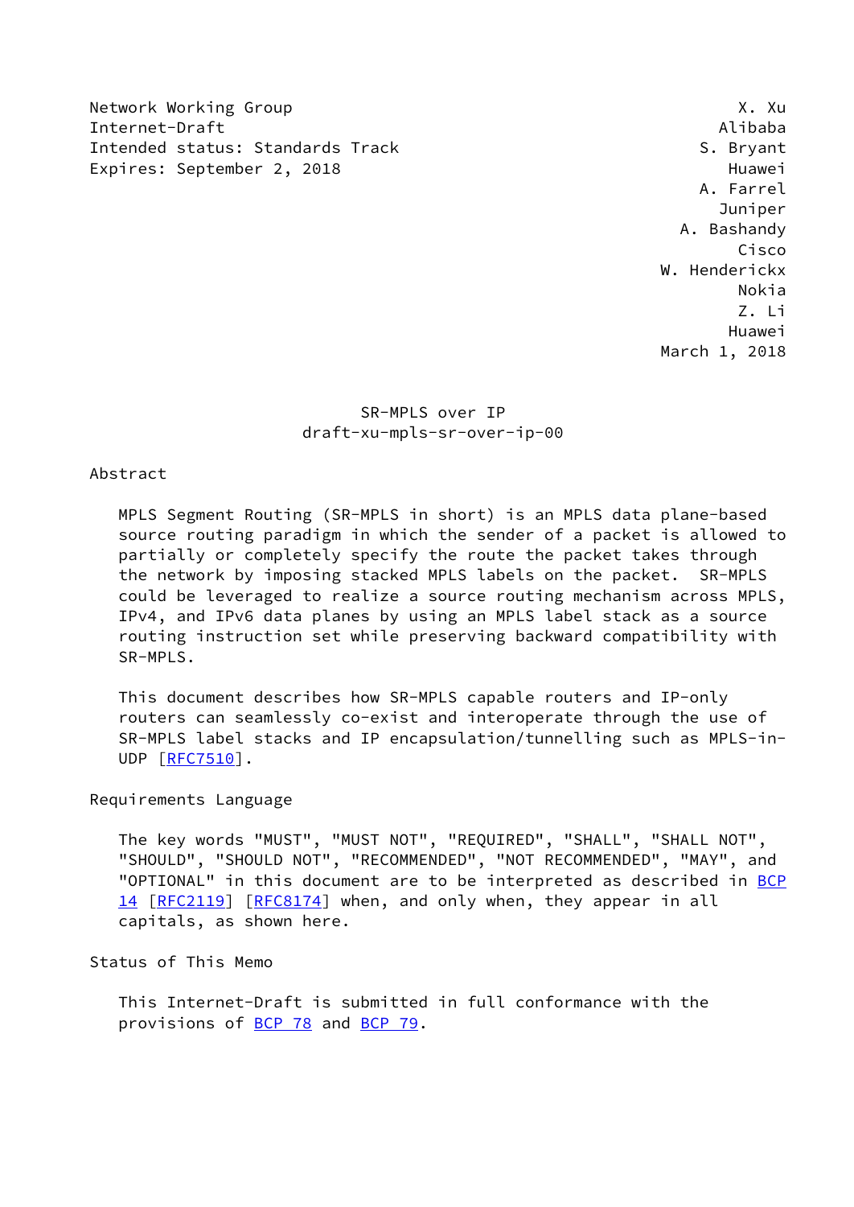Network Working Group X. Xu
Internet-Draft Alibaba
Intended status: Standards Track S. Bryant
Expires: September 2, 2018 Huawei
A. Farrel
Juniper
A. Bashandy
Cisco
W. Henderickx
Nokia
Z. Li
Huawei
March 1, 2018

# SR-MPLS over IP
## draft-xu-mpls-sr-over-ip-00

## Abstract

MPLS Segment Routing (SR-MPLS in short) is an MPLS data plane-based source routing paradigm in which the sender of a packet is allowed to partially or completely specify the route the packet takes through the network by imposing stacked MPLS labels on the packet. SR-MPLS could be leveraged to realize a source routing mechanism across MPLS, IPv4, and IPv6 data planes by using an MPLS label stack as a source routing instruction set while preserving backward compatibility with SR-MPLS.

This document describes how SR-MPLS capable routers and IP-only routers can seamlessly co-exist and interoperate through the use of SR-MPLS label stacks and IP encapsulation/tunnelling such as MPLS-in-UDP [RFC7510].

## Requirements Language

The key words "MUST", "MUST NOT", "REQUIRED", "SHALL", "SHALL NOT", "SHOULD", "SHOULD NOT", "RECOMMENDED", "NOT RECOMMENDED", "MAY", and "OPTIONAL" in this document are to be interpreted as described in BCP 14 [RFC2119] [RFC8174] when, and only when, they appear in all capitals, as shown here.

## Status of This Memo

This Internet-Draft is submitted in full conformance with the provisions of BCP 78 and BCP 79.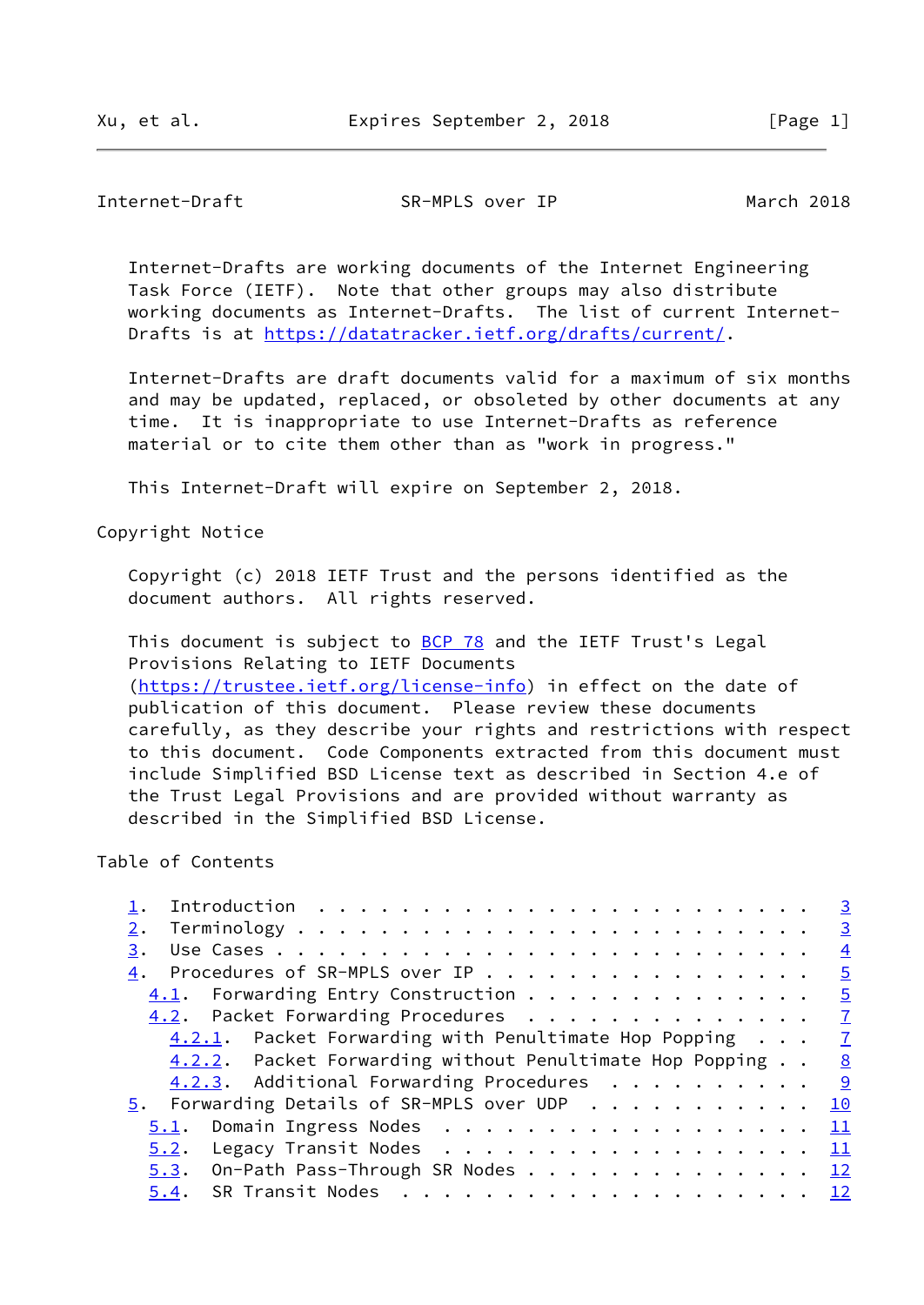Internet-Drafts are working documents of the Internet Engineering Task Force (IETF). Note that other groups may also distribute working documents as Internet-Drafts. The list of current Internet-Drafts is at https://datatracker.ietf.org/drafts/current/.

Internet-Drafts are draft documents valid for a maximum of six months and may be updated, replaced, or obsoleted by other documents at any time. It is inappropriate to use Internet-Drafts as reference material or to cite them other than as "work in progress."

This Internet-Draft will expire on September 2, 2018.

Copyright Notice

Copyright (c) 2018 IETF Trust and the persons identified as the document authors. All rights reserved.

This document is subject to BCP 78 and the IETF Trust's Legal Provisions Relating to IETF Documents (https://trustee.ietf.org/license-info) in effect on the date of publication of this document. Please review these documents carefully, as they describe your rights and restrictions with respect to this document. Code Components extracted from this document must include Simplified BSD License text as described in Section 4.e of the Trust Legal Provisions and are provided without warranty as described in the Simplified BSD License.

Table of Contents

```
   1.  Introduction . . . . . . . . . . . . . . . . . . . . . . . .   3
   2.  Terminology . . . . . . . . . . . . . . . . . . . . . . . . .   3
   3.  Use Cases . . . . . . . . . . . . . . . . . . . . . . . . . .   4
   4.  Procedures of SR-MPLS over IP . . . . . . . . . . . . . . . .   5
     4.1.  Forwarding Entry Construction . . . . . . . . . . . . . .   5
     4.2.  Packet Forwarding Procedures  . . . . . . . . . . . . . .   7
       4.2.1.  Packet Forwarding with Penultimate Hop Popping . . .   7
       4.2.2.  Packet Forwarding without Penultimate Hop Popping . .   8
       4.2.3.  Additional Forwarding Procedures  . . . . . . . . . .   9
   5.  Forwarding Details of SR-MPLS over UDP  . . . . . . . . . . .  10
     5.1.  Domain Ingress Nodes  . . . . . . . . . . . . . . . . . .  11
     5.2.  Legacy Transit Nodes  . . . . . . . . . . . . . . . . . .  11
     5.3.  On-Path Pass-Through SR Nodes . . . . . . . . . . . . . .  12
     5.4.  SR Transit Nodes  . . . . . . . . . . . . . . . . . . . .  12
```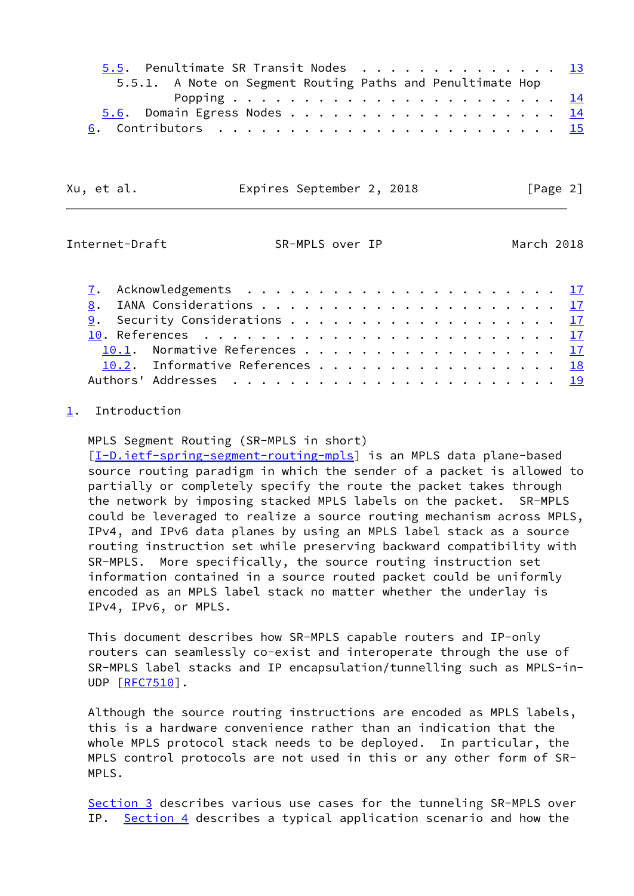5.5. Penultimate SR Transit Nodes . . . . . . . . . . . . . . 13
   5.5.1. A Note on Segment Routing Paths and Penultimate Hop Popping . . . . . . . . . . . . . . . . . . . . . . 14
5.6. Domain Egress Nodes . . . . . . . . . . . . . . . . . . . 14
6. Contributors . . . . . . . . . . . . . . . . . . . . . . . . 15
7. Acknowledgements . . . . . . . . . . . . . . . . . . . . . . 17
8. IANA Considerations . . . . . . . . . . . . . . . . . . . . . 17
9. Security Considerations . . . . . . . . . . . . . . . . . . . 17
10. References . . . . . . . . . . . . . . . . . . . . . . . . . 17
10.1. Normative References . . . . . . . . . . . . . . . . . . 17
10.2. Informative References . . . . . . . . . . . . . . . . . 18
Authors' Addresses . . . . . . . . . . . . . . . . . . . . . . . 19

# 1. Introduction

MPLS Segment Routing (SR-MPLS in short) [I-D.ietf-spring-segment-routing-mpls] is an MPLS data plane-based source routing paradigm in which the sender of a packet is allowed to partially or completely specify the route the packet takes through the network by imposing stacked MPLS labels on the packet. SR-MPLS could be leveraged to realize a source routing mechanism across MPLS, IPv4, and IPv6 data planes by using an MPLS label stack as a source routing instruction set while preserving backward compatibility with SR-MPLS. More specifically, the source routing instruction set information contained in a source routed packet could be uniformly encoded as an MPLS label stack no matter whether the underlay is IPv4, IPv6, or MPLS.

This document describes how SR-MPLS capable routers and IP-only routers can seamlessly co-exist and interoperate through the use of SR-MPLS label stacks and IP encapsulation/tunnelling such as MPLS-in-UDP [RFC7510].

Although the source routing instructions are encoded as MPLS labels, this is a hardware convenience rather than an indication that the whole MPLS protocol stack needs to be deployed. In particular, the MPLS control protocols are not used in this or any other form of SR-MPLS.

Section 3 describes various use cases for the tunneling SR-MPLS over IP. Section 4 describes a typical application scenario and how the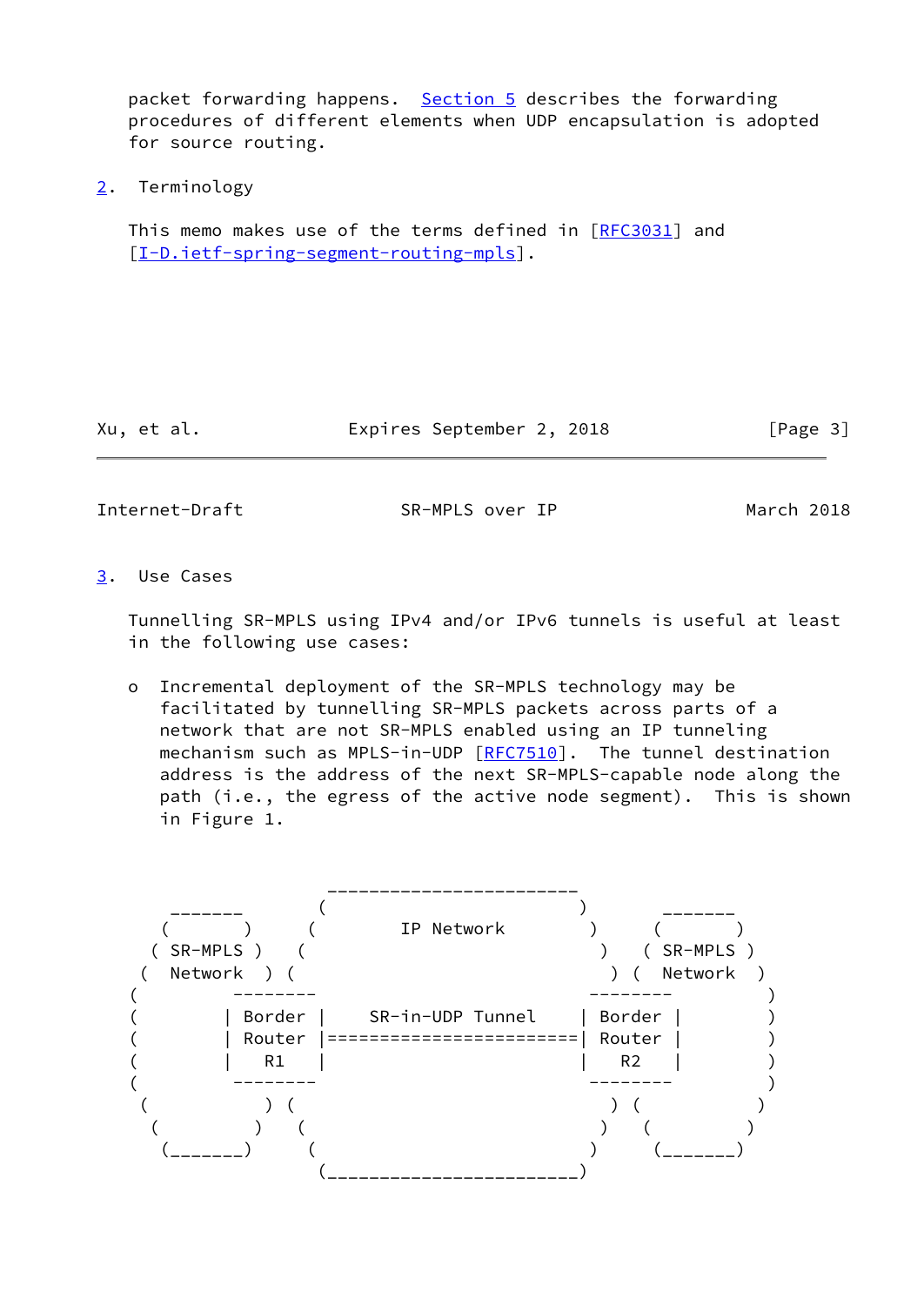packet forwarding happens. Section 5 describes the forwarding procedures of different elements when UDP encapsulation is adopted for source routing.

## 2. Terminology

This memo makes use of the terms defined in [RFC3031] and [I-D.ietf-spring-segment-routing-mpls].

## 3. Use Cases

Tunnelling SR-MPLS using IPv4 and/or IPv6 tunnels is useful at least in the following use cases:

- Incremental deployment of the SR-MPLS technology may be facilitated by tunnelling SR-MPLS packets across parts of a network that are not SR-MPLS enabled using an IP tunneling mechanism such as MPLS-in-UDP [RFC7510]. The tunnel destination address is the address of the next SR-MPLS-capable node along the path (i.e., the egress of the active node segment). This is shown in Figure 1.

```
                           ________________________
    _______              (                        )        _______
   (       )            (        IP Network        )      (       )
  ( SR-MPLS )          (                            )    ( SR-MPLS )
 (  Network  )        (                              )  (  Network  )
(          --------                                --------          )
(         | Border |     SR-in-UDP Tunnel         | Border |         )
(         | Router |==============================| Router |         )
(         |   R1   |                              |   R2   |         )
(          --------                                --------          )
 (           )        (                              )  (           )
  (         )          (                            )    (         )
   (_______)            (                          )      (_______)
                         (________________________)
```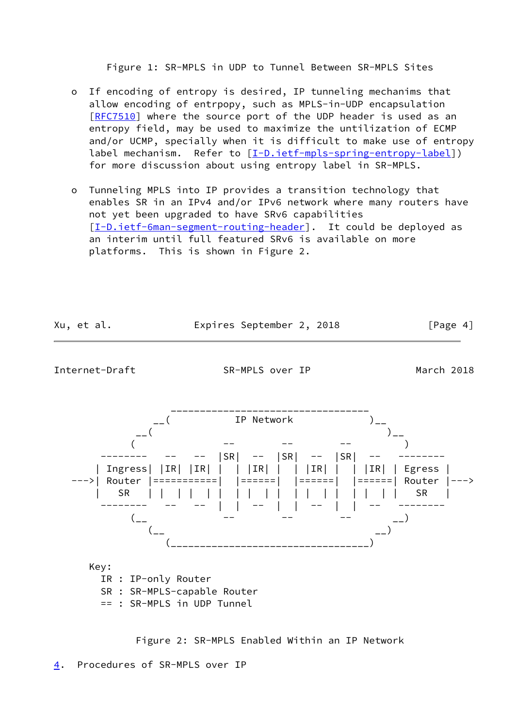Figure 1: SR-MPLS in UDP to Tunnel Between SR-MPLS Sites

- If encoding of entropy is desired, IP tunneling mechanims that allow encoding of entrpopy, such as MPLS-in-UDP encapsulation [RFC7510] where the source port of the UDP header is used as an entropy field, may be used to maximize the untilization of ECMP and/or UCMP, specially when it is difficult to make use of entropy label mechanism. Refer to [I-D.ietf-mpls-spring-entropy-label]) for more discussion about using entropy label in SR-MPLS.

- Tunneling MPLS into IP provides a transition technology that enables SR in an IPv4 and/or IPv6 network where many routers have not yet been upgraded to have SRv6 capabilities [I-D.ietf-6man-segment-routing-header]. It could be deployed as an interim until full featured SRv6 is available on more platforms. This is shown in Figure 2.

```
               __________________________________
            __(           IP Network             )__
         __(                                        )__
        (               --         --         --       )
    --------   --   --  |SR|  --  |SR|  --  |SR|  --   --------
   | Ingress| |IR| |IR| |  |  |IR| |  |  |IR| |  |  |IR| | Egress |
--->| Router |===========|  |======|  |======|  |======| Router |--->
   |   SR   | |  | |  | |  |  |  | |  |  |  | |  |  |  | |   SR   |
    --------   --   --  |  |  --  |  |  --  |  |  --   --------
        (__             --         --         --       __)
           (__                                      __)
              (__________________________________)

     Key:
       IR : IP-only Router
       SR : SR-MPLS-capable Router
       == : SR-MPLS in UDP Tunnel
```

Figure 2: SR-MPLS Enabled Within an IP Network

## 4. Procedures of SR-MPLS over IP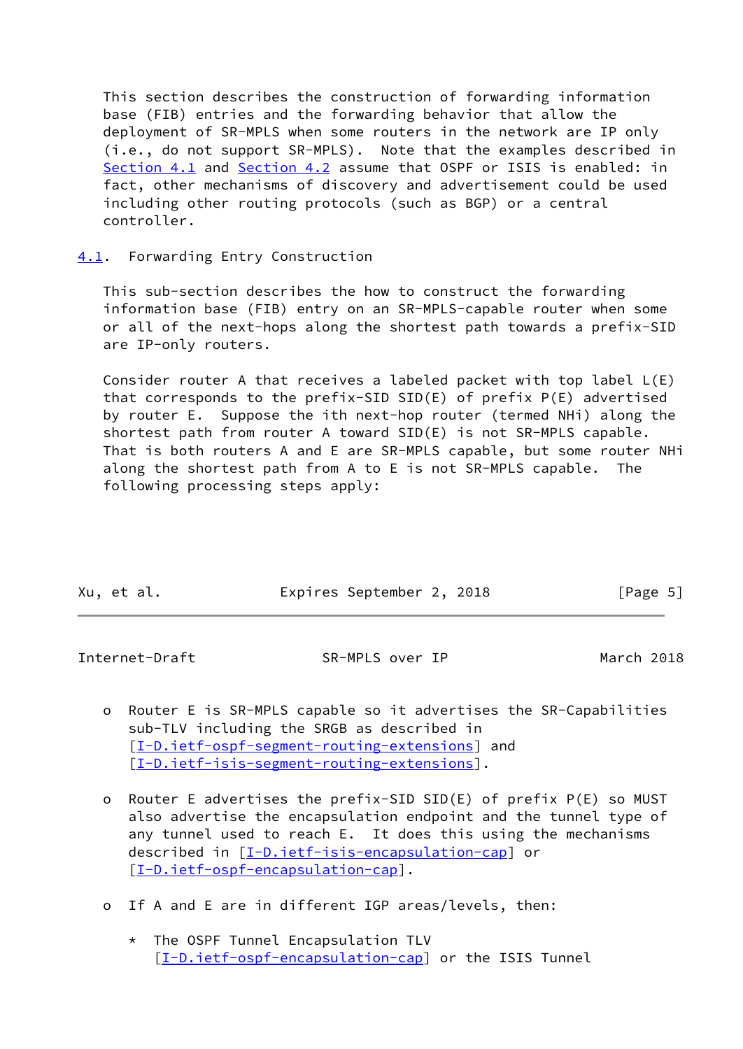This section describes the construction of forwarding information base (FIB) entries and the forwarding behavior that allow the deployment of SR-MPLS when some routers in the network are IP only (i.e., do not support SR-MPLS). Note that the examples described in Section 4.1 and Section 4.2 assume that OSPF or ISIS is enabled: in fact, other mechanisms of discovery and advertisement could be used including other routing protocols (such as BGP) or a central controller.

## 4.1. Forwarding Entry Construction

This sub-section describes the how to construct the forwarding information base (FIB) entry on an SR-MPLS-capable router when some or all of the next-hops along the shortest path towards a prefix-SID are IP-only routers.

Consider router A that receives a labeled packet with top label L(E) that corresponds to the prefix-SID SID(E) of prefix P(E) advertised by router E. Suppose the ith next-hop router (termed NHi) along the shortest path from router A toward SID(E) is not SR-MPLS capable. That is both routers A and E are SR-MPLS capable, but some router NHi along the shortest path from A to E is not SR-MPLS capable. The following processing steps apply:

- Router E is SR-MPLS capable so it advertises the SR-Capabilities sub-TLV including the SRGB as described in [I-D.ietf-ospf-segment-routing-extensions] and [I-D.ietf-isis-segment-routing-extensions].

- Router E advertises the prefix-SID SID(E) of prefix P(E) so MUST also advertise the encapsulation endpoint and the tunnel type of any tunnel used to reach E. It does this using the mechanisms described in [I-D.ietf-isis-encapsulation-cap] or [I-D.ietf-ospf-encapsulation-cap].

- If A and E are in different IGP areas/levels, then:

  * The OSPF Tunnel Encapsulation TLV [I-D.ietf-ospf-encapsulation-cap] or the ISIS Tunnel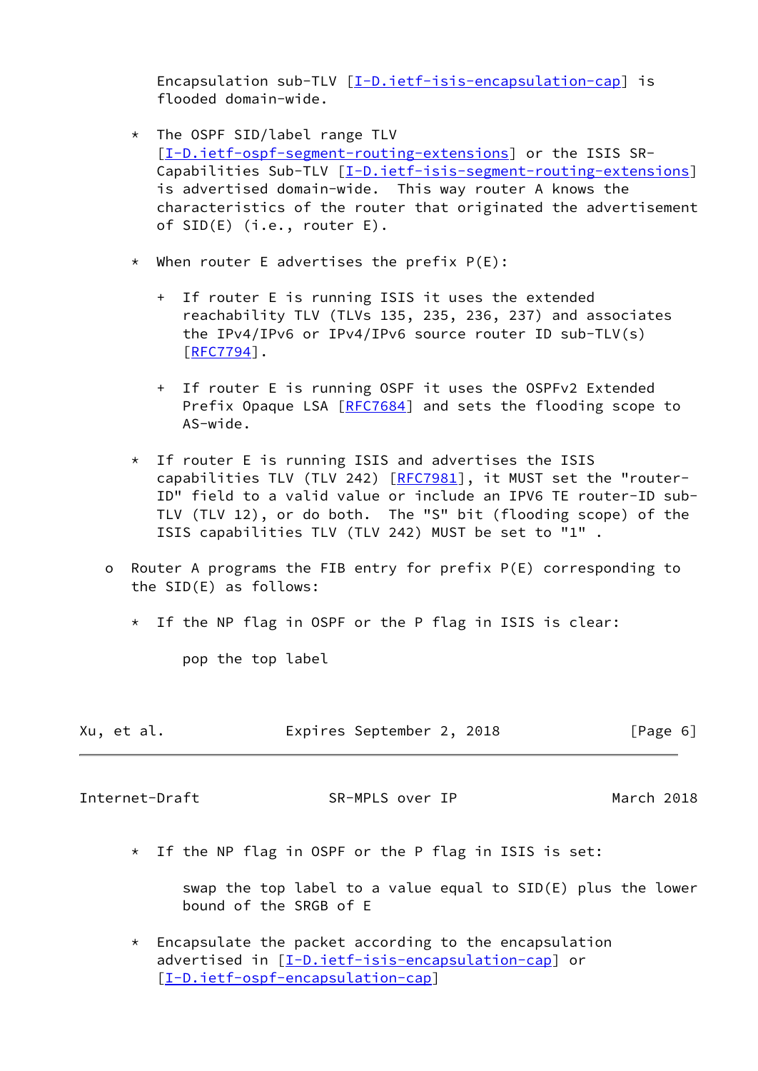Encapsulation sub-TLV [I-D.ietf-isis-encapsulation-cap] is flooded domain-wide.

* The OSPF SID/label range TLV [I-D.ietf-ospf-segment-routing-extensions] or the ISIS SR-Capabilities Sub-TLV [I-D.ietf-isis-segment-routing-extensions] is advertised domain-wide. This way router A knows the characteristics of the router that originated the advertisement of SID(E) (i.e., router E).

* When router E advertises the prefix P(E):

  + If router E is running ISIS it uses the extended reachability TLV (TLVs 135, 235, 236, 237) and associates the IPv4/IPv6 or IPv4/IPv6 source router ID sub-TLV(s) [RFC7794].

  + If router E is running OSPF it uses the OSPFv2 Extended Prefix Opaque LSA [RFC7684] and sets the flooding scope to AS-wide.

* If router E is running ISIS and advertises the ISIS capabilities TLV (TLV 242) [RFC7981], it MUST set the "router-ID" field to a valid value or include an IPV6 TE router-ID sub-TLV (TLV 12), or do both. The "S" bit (flooding scope) of the ISIS capabilities TLV (TLV 242) MUST be set to "1" .

o Router A programs the FIB entry for prefix P(E) corresponding to the SID(E) as follows:

  * If the NP flag in OSPF or the P flag in ISIS is clear:

    pop the top label

  * If the NP flag in OSPF or the P flag in ISIS is set:

    swap the top label to a value equal to SID(E) plus the lower bound of the SRGB of E

  * Encapsulate the packet according to the encapsulation advertised in [I-D.ietf-isis-encapsulation-cap] or [I-D.ietf-ospf-encapsulation-cap]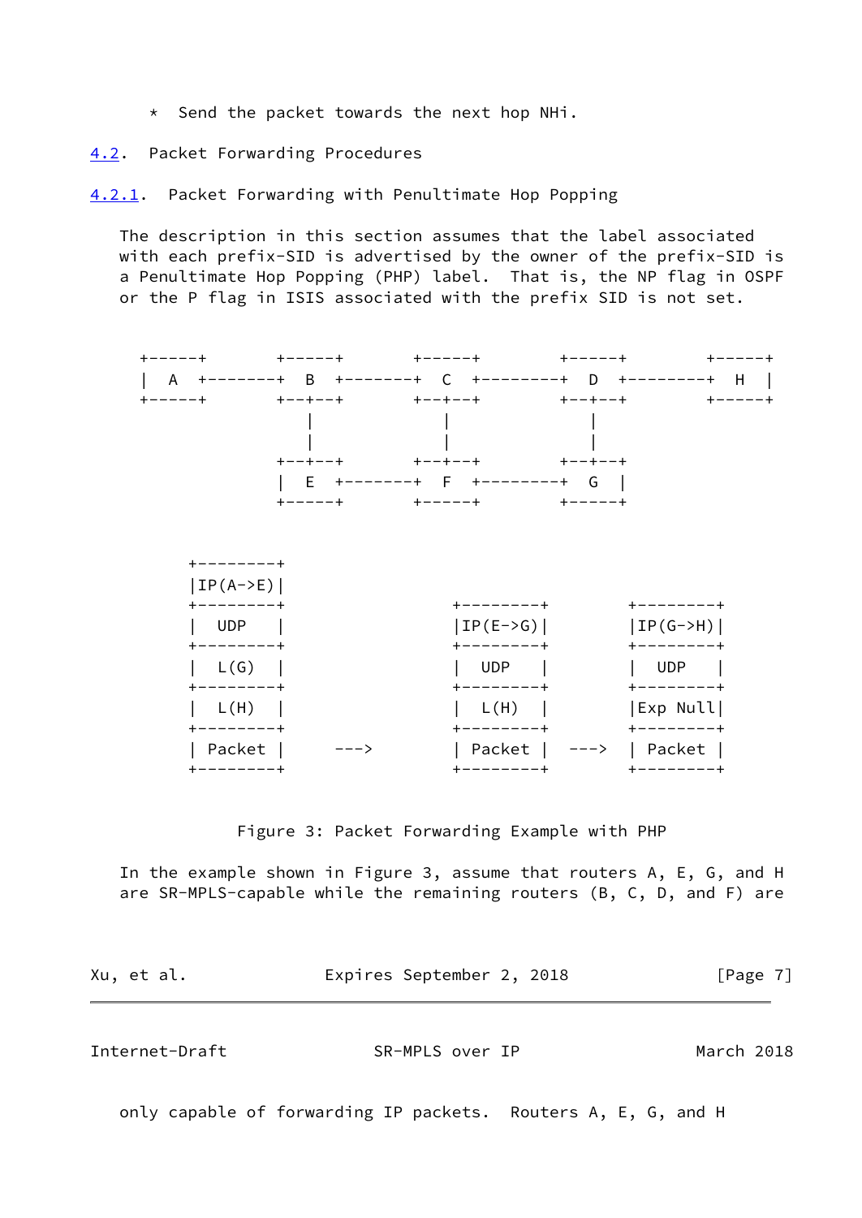* Send the packet towards the next hop NHi.

### 4.2. Packet Forwarding Procedures

#### 4.2.1. Packet Forwarding with Penultimate Hop Popping

The description in this section assumes that the label associated with each prefix-SID is advertised by the owner of the prefix-SID is a Penultimate Hop Popping (PHP) label. That is, the NP flag in OSPF or the P flag in ISIS associated with the prefix SID is not set.

```
+-----+       +-----+       +-----+        +-----+        +-----+
|  A  +-------+  B  +-------+  C  +--------+  D  +--------+  H  |
+-----+       +--+--+       +--+--+        +--+--+        +-----+
                 |             |              |
                 |             |              |
              +--+--+       +--+--+        +--+--+
              |  E  +-------+  F  +--------+  G  |
              +-----+       +-----+        +-----+


     +--------+
     |IP(A->E)|
     +--------+              +--------+        +--------+
     |  UDP   |              |IP(E->G)|        |IP(G->H)|
     +--------+              +--------+        +--------+
     |  L(G)  |              |  UDP   |        |  UDP   |
     +--------+              +--------+        +--------+
     |  L(H)  |              |  L(H)  |        |Exp Null|
     +--------+              +--------+        +--------+
     | Packet |     --->     | Packet |  --->  | Packet |
     +--------+              +--------+        +--------+
```

Figure 3: Packet Forwarding Example with PHP

In the example shown in Figure 3, assume that routers A, E, G, and H are SR-MPLS-capable while the remaining routers (B, C, D, and F) are only capable of forwarding IP packets. Routers A, E, G, and H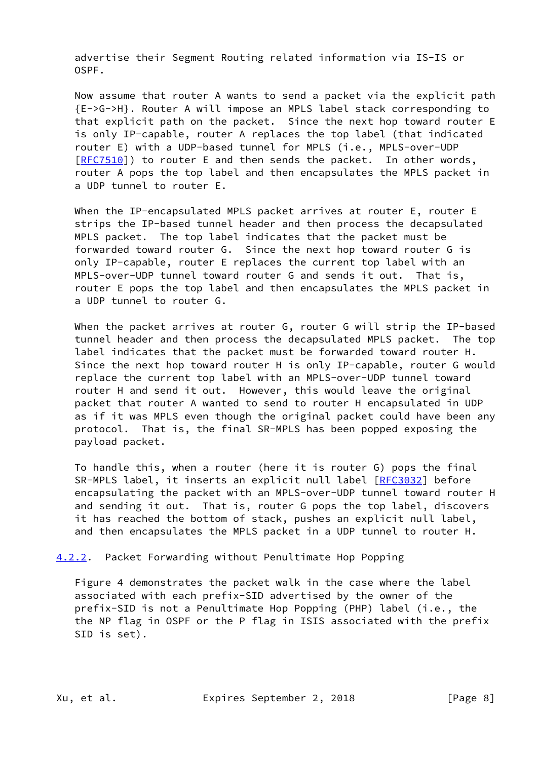advertise their Segment Routing related information via IS-IS or OSPF.

Now assume that router A wants to send a packet via the explicit path {E->G->H}. Router A will impose an MPLS label stack corresponding to that explicit path on the packet. Since the next hop toward router E is only IP-capable, router A replaces the top label (that indicated router E) with a UDP-based tunnel for MPLS (i.e., MPLS-over-UDP [RFC7510]) to router E and then sends the packet. In other words, router A pops the top label and then encapsulates the MPLS packet in a UDP tunnel to router E.

When the IP-encapsulated MPLS packet arrives at router E, router E strips the IP-based tunnel header and then process the decapsulated MPLS packet. The top label indicates that the packet must be forwarded toward router G. Since the next hop toward router G is only IP-capable, router E replaces the current top label with an MPLS-over-UDP tunnel toward router G and sends it out. That is, router E pops the top label and then encapsulates the MPLS packet in a UDP tunnel to router G.

When the packet arrives at router G, router G will strip the IP-based tunnel header and then process the decapsulated MPLS packet. The top label indicates that the packet must be forwarded toward router H. Since the next hop toward router H is only IP-capable, router G would replace the current top label with an MPLS-over-UDP tunnel toward router H and send it out. However, this would leave the original packet that router A wanted to send to router H encapsulated in UDP as if it was MPLS even though the original packet could have been any protocol. That is, the final SR-MPLS has been popped exposing the payload packet.

To handle this, when a router (here it is router G) pops the final SR-MPLS label, it inserts an explicit null label [RFC3032] before encapsulating the packet with an MPLS-over-UDP tunnel toward router H and sending it out. That is, router G pops the top label, discovers it has reached the bottom of stack, pushes an explicit null label, and then encapsulates the MPLS packet in a UDP tunnel to router H.

### 4.2.2. Packet Forwarding without Penultimate Hop Popping

Figure 4 demonstrates the packet walk in the case where the label associated with each prefix-SID advertised by the owner of the prefix-SID is not a Penultimate Hop Popping (PHP) label (i.e., the the NP flag in OSPF or the P flag in ISIS associated with the prefix SID is set).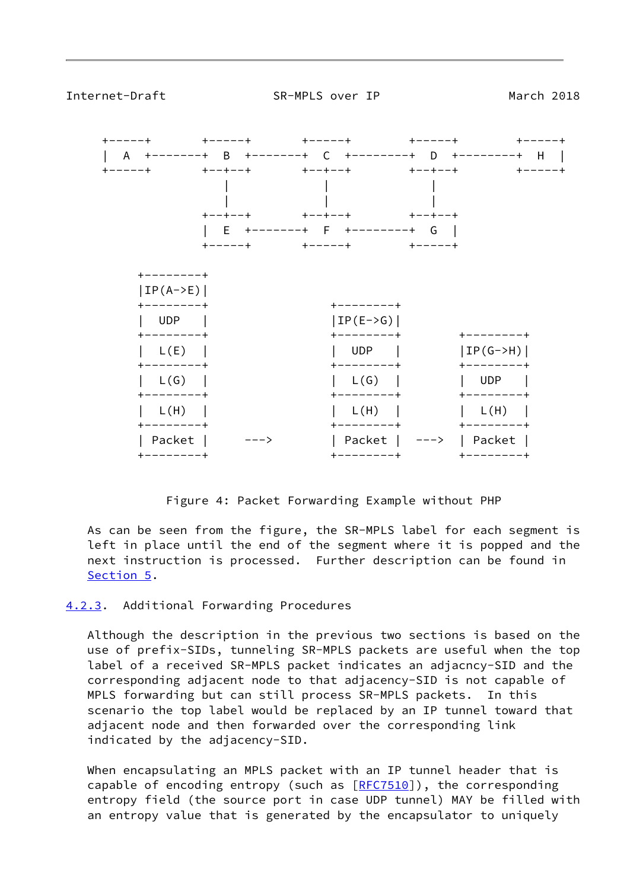```
     +------+       +------+       +------+        +------+        +------+
     |  A   +-------+  B   +-------+  C   +--------+  D   +--------+  H   |
     +------+       +--+---+       +--+---+        +--+---+        +------+
                       |              |               |
                       |              |               |
                    +--+---+       +--+---+        +--+---+
                    |  E   +-------+  F   +--------+  G   |
                    +------+       +------+        +------+

          +---------+
          |IP(A->E)|
          +---------+                +---------+
          |   UDP   |                |IP(E->G)|
          +---------+                +---------+          +---------+
          |  L(E)   |                |   UDP   |          |IP(G->H)|
          +---------+                +---------+          +---------+
          |  L(G)   |                |  L(G)   |          |   UDP   |
          +---------+                +---------+          +---------+
          |  L(H)   |                |  L(H)   |          |  L(H)   |
          +---------+                +---------+          +---------+
          | Packet  |     --->       | Packet  |   --->   | Packet  |
          +---------+                +---------+          +---------+
```

Figure 4: Packet Forwarding Example without PHP

As can be seen from the figure, the SR-MPLS label for each segment is left in place until the end of the segment where it is popped and the next instruction is processed. Further description can be found in Section 5.

### 4.2.3. Additional Forwarding Procedures

Although the description in the previous two sections is based on the use of prefix-SIDs, tunneling SR-MPLS packets are useful when the top label of a received SR-MPLS packet indicates an adjacncy-SID and the corresponding adjacent node to that adjacency-SID is not capable of MPLS forwarding but can still process SR-MPLS packets. In this scenario the top label would be replaced by an IP tunnel toward that adjacent node and then forwarded over the corresponding link indicated by the adjacency-SID.

When encapsulating an MPLS packet with an IP tunnel header that is capable of encoding entropy (such as [RFC7510]), the corresponding entropy field (the source port in case UDP tunnel) MAY be filled with an entropy value that is generated by the encapsulator to uniquely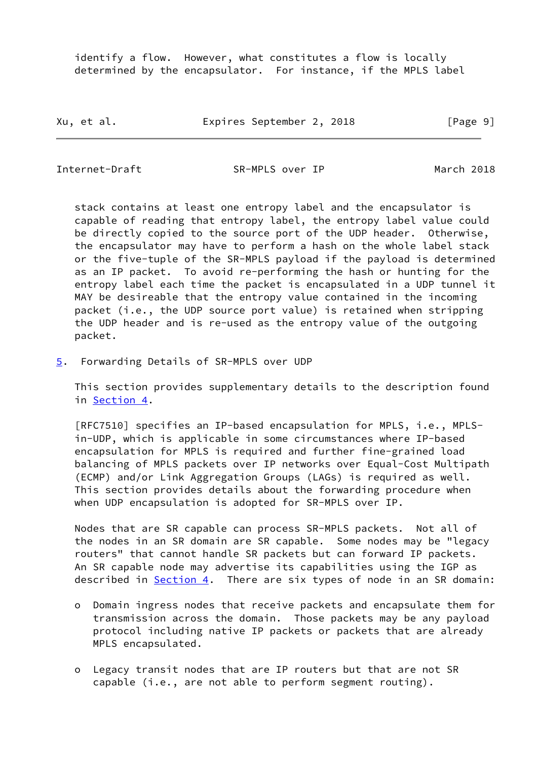identify a flow. However, what constitutes a flow is locally determined by the encapsulator. For instance, if the MPLS label stack contains at least one entropy label and the encapsulator is capable of reading that entropy label, the entropy label value could be directly copied to the source port of the UDP header. Otherwise, the encapsulator may have to perform a hash on the whole label stack or the five-tuple of the SR-MPLS payload if the payload is determined as an IP packet. To avoid re-performing the hash or hunting for the entropy label each time the packet is encapsulated in a UDP tunnel it MAY be desireable that the entropy value contained in the incoming packet (i.e., the UDP source port value) is retained when stripping the UDP header and is re-used as the entropy value of the outgoing packet.

## 5. Forwarding Details of SR-MPLS over UDP

This section provides supplementary details to the description found in Section 4.

[RFC7510] specifies an IP-based encapsulation for MPLS, i.e., MPLS-in-UDP, which is applicable in some circumstances where IP-based encapsulation for MPLS is required and further fine-grained load balancing of MPLS packets over IP networks over Equal-Cost Multipath (ECMP) and/or Link Aggregation Groups (LAGs) is required as well. This section provides details about the forwarding procedure when when UDP encapsulation is adopted for SR-MPLS over IP.

Nodes that are SR capable can process SR-MPLS packets. Not all of the nodes in an SR domain are SR capable. Some nodes may be "legacy routers" that cannot handle SR packets but can forward IP packets. An SR capable node may advertise its capabilities using the IGP as described in Section 4. There are six types of node in an SR domain:

- Domain ingress nodes that receive packets and encapsulate them for transmission across the domain. Those packets may be any payload protocol including native IP packets or packets that are already MPLS encapsulated.

- Legacy transit nodes that are IP routers but that are not SR capable (i.e., are not able to perform segment routing).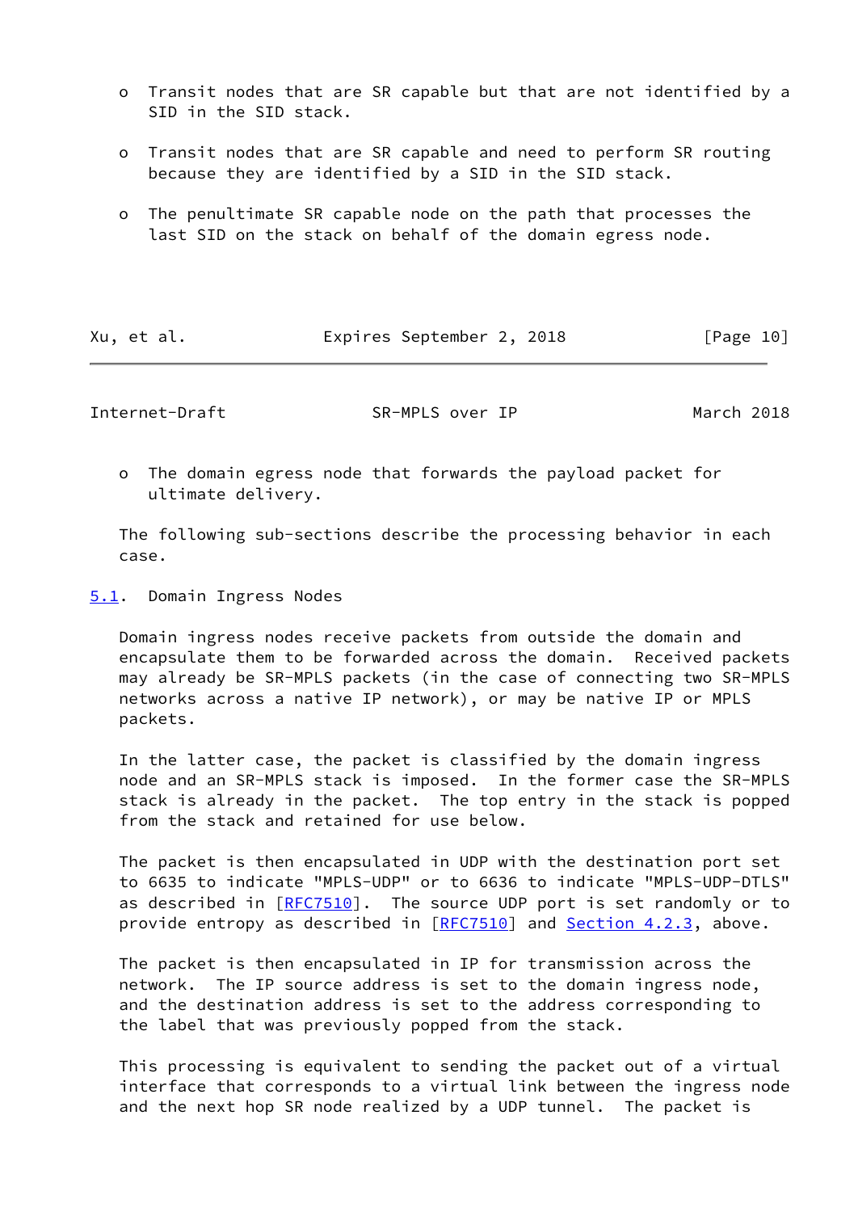- Transit nodes that are SR capable but that are not identified by a SID in the SID stack.

- Transit nodes that are SR capable and need to perform SR routing because they are identified by a SID in the SID stack.

- The penultimate SR capable node on the path that processes the last SID on the stack on behalf of the domain egress node.

- The domain egress node that forwards the payload packet for ultimate delivery.

The following sub-sections describe the processing behavior in each case.

### 5.1. Domain Ingress Nodes

Domain ingress nodes receive packets from outside the domain and encapsulate them to be forwarded across the domain. Received packets may already be SR-MPLS packets (in the case of connecting two SR-MPLS networks across a native IP network), or may be native IP or MPLS packets.

In the latter case, the packet is classified by the domain ingress node and an SR-MPLS stack is imposed. In the former case the SR-MPLS stack is already in the packet. The top entry in the stack is popped from the stack and retained for use below.

The packet is then encapsulated in UDP with the destination port set to 6635 to indicate "MPLS-UDP" or to 6636 to indicate "MPLS-UDP-DTLS" as described in [RFC7510]. The source UDP port is set randomly or to provide entropy as described in [RFC7510] and Section 4.2.3, above.

The packet is then encapsulated in IP for transmission across the network. The IP source address is set to the domain ingress node, and the destination address is set to the address corresponding to the label that was previously popped from the stack.

This processing is equivalent to sending the packet out of a virtual interface that corresponds to a virtual link between the ingress node and the next hop SR node realized by a UDP tunnel. The packet is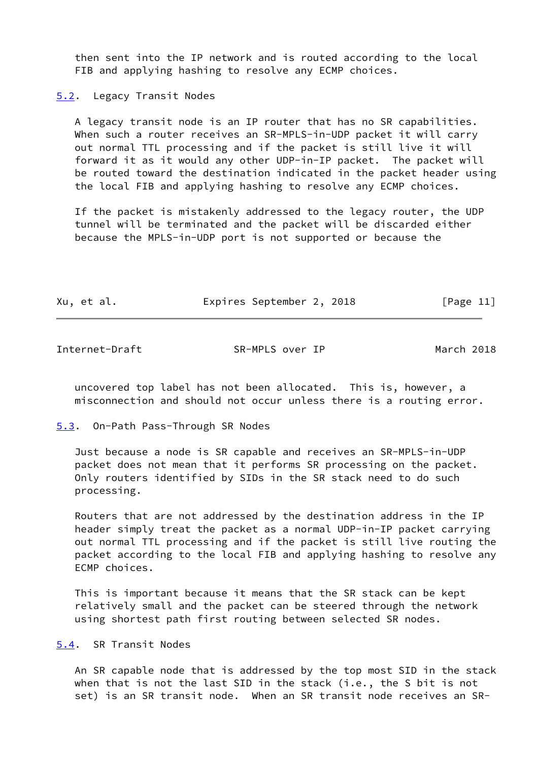then sent into the IP network and is routed according to the local FIB and applying hashing to resolve any ECMP choices.

## 5.2. Legacy Transit Nodes

A legacy transit node is an IP router that has no SR capabilities. When such a router receives an SR-MPLS-in-UDP packet it will carry out normal TTL processing and if the packet is still live it will forward it as it would any other UDP-in-IP packet. The packet will be routed toward the destination indicated in the packet header using the local FIB and applying hashing to resolve any ECMP choices.

If the packet is mistakenly addressed to the legacy router, the UDP tunnel will be terminated and the packet will be discarded either because the MPLS-in-UDP port is not supported or because the uncovered top label has not been allocated. This is, however, a misconnection and should not occur unless there is a routing error.

## 5.3. On-Path Pass-Through SR Nodes

Just because a node is SR capable and receives an SR-MPLS-in-UDP packet does not mean that it performs SR processing on the packet. Only routers identified by SIDs in the SR stack need to do such processing.

Routers that are not addressed by the destination address in the IP header simply treat the packet as a normal UDP-in-IP packet carrying out normal TTL processing and if the packet is still live routing the packet according to the local FIB and applying hashing to resolve any ECMP choices.

This is important because it means that the SR stack can be kept relatively small and the packet can be steered through the network using shortest path first routing between selected SR nodes.

## 5.4. SR Transit Nodes

An SR capable node that is addressed by the top most SID in the stack when that is not the last SID in the stack (i.e., the S bit is not set) is an SR transit node. When an SR transit node receives an SR-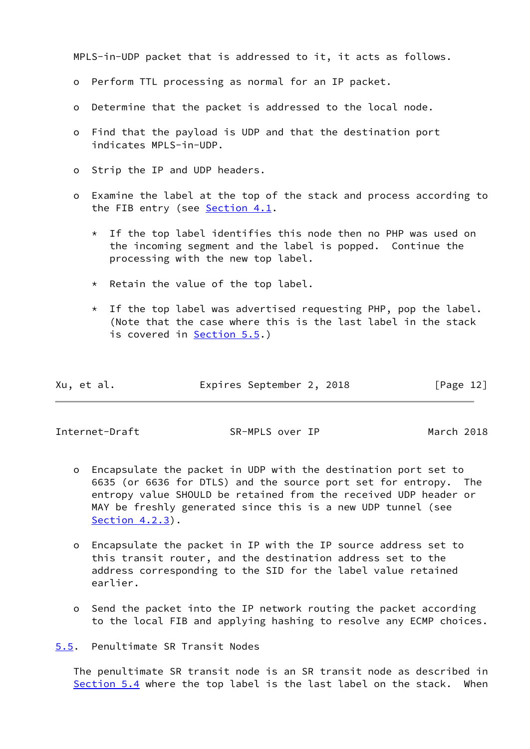MPLS-in-UDP packet that is addressed to it, it acts as follows.

- Perform TTL processing as normal for an IP packet.
- Determine that the packet is addressed to the local node.
- Find that the payload is UDP and that the destination port indicates MPLS-in-UDP.
- Strip the IP and UDP headers.
- Examine the label at the top of the stack and process according to the FIB entry (see Section 4.1.
  - If the top label identifies this node then no PHP was used on the incoming segment and the label is popped. Continue the processing with the new top label.
  - Retain the value of the top label.
  - If the top label was advertised requesting PHP, pop the label. (Note that the case where this is the last label in the stack is covered in Section 5.5.)
- Encapsulate the packet in UDP with the destination port set to 6635 (or 6636 for DTLS) and the source port set for entropy. The entropy value SHOULD be retained from the received UDP header or MAY be freshly generated since this is a new UDP tunnel (see Section 4.2.3).
- Encapsulate the packet in IP with the IP source address set to this transit router, and the destination address set to the address corresponding to the SID for the label value retained earlier.
- Send the packet into the IP network routing the packet according to the local FIB and applying hashing to resolve any ECMP choices.

## 5.5. Penultimate SR Transit Nodes

The penultimate SR transit node is an SR transit node as described in Section 5.4 where the top label is the last label on the stack. When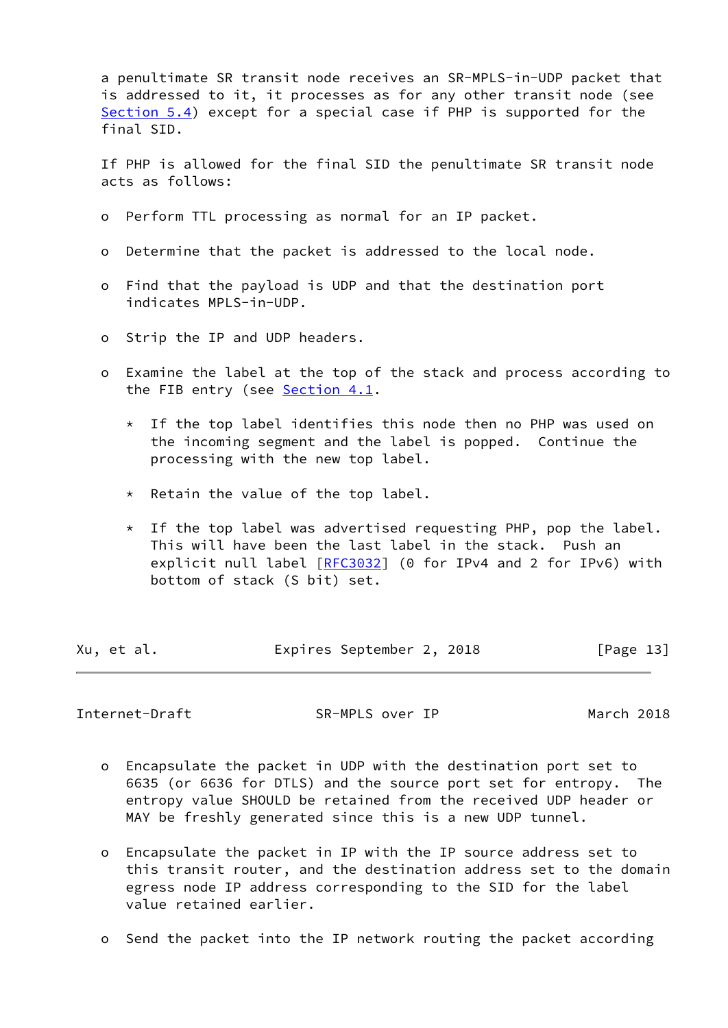a penultimate SR transit node receives an SR-MPLS-in-UDP packet that is addressed to it, it processes as for any other transit node (see Section 5.4) except for a special case if PHP is supported for the final SID.

If PHP is allowed for the final SID the penultimate SR transit node acts as follows:

- Perform TTL processing as normal for an IP packet.
- Determine that the packet is addressed to the local node.
- Find that the payload is UDP and that the destination port indicates MPLS-in-UDP.
- Strip the IP and UDP headers.
- Examine the label at the top of the stack and process according to the FIB entry (see Section 4.1.
  - If the top label identifies this node then no PHP was used on the incoming segment and the label is popped. Continue the processing with the new top label.
  - Retain the value of the top label.
  - If the top label was advertised requesting PHP, pop the label. This will have been the last label in the stack. Push an explicit null label [RFC3032] (0 for IPv4 and 2 for IPv6) with bottom of stack (S bit) set.
- Encapsulate the packet in UDP with the destination port set to 6635 (or 6636 for DTLS) and the source port set for entropy. The entropy value SHOULD be retained from the received UDP header or MAY be freshly generated since this is a new UDP tunnel.
- Encapsulate the packet in IP with the IP source address set to this transit router, and the destination address set to the domain egress node IP address corresponding to the SID for the label value retained earlier.
- Send the packet into the IP network routing the packet according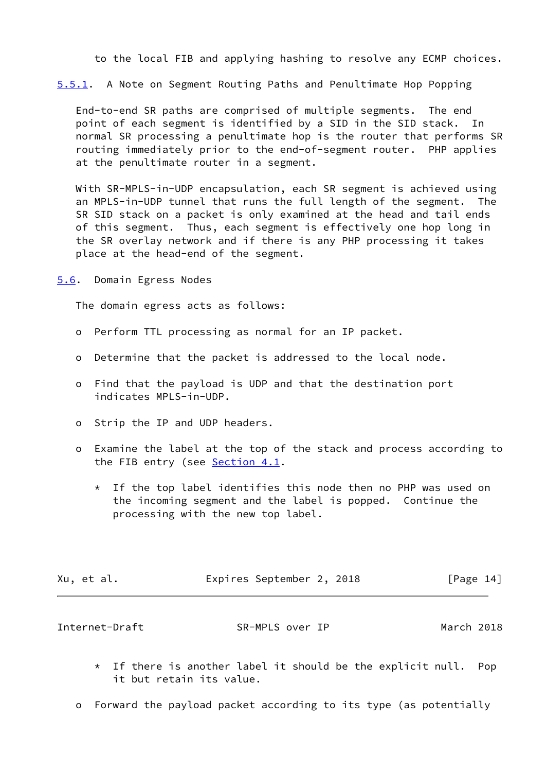to the local FIB and applying hashing to resolve any ECMP choices.

### 5.5.1. A Note on Segment Routing Paths and Penultimate Hop Popping

End-to-end SR paths are comprised of multiple segments. The end point of each segment is identified by a SID in the SID stack. In normal SR processing a penultimate hop is the router that performs SR routing immediately prior to the end-of-segment router. PHP applies at the penultimate router in a segment.

With SR-MPLS-in-UDP encapsulation, each SR segment is achieved using an MPLS-in-UDP tunnel that runs the full length of the segment. The SR SID stack on a packet is only examined at the head and tail ends of this segment. Thus, each segment is effectively one hop long in the SR overlay network and if there is any PHP processing it takes place at the head-end of the segment.

## 5.6. Domain Egress Nodes

The domain egress acts as follows:

- Perform TTL processing as normal for an IP packet.
- Determine that the packet is addressed to the local node.
- Find that the payload is UDP and that the destination port indicates MPLS-in-UDP.
- Strip the IP and UDP headers.
- Examine the label at the top of the stack and process according to the FIB entry (see Section 4.1.
  - If the top label identifies this node then no PHP was used on the incoming segment and the label is popped. Continue the processing with the new top label.
  - If there is another label it should be the explicit null. Pop it but retain its value.
- Forward the payload packet according to its type (as potentially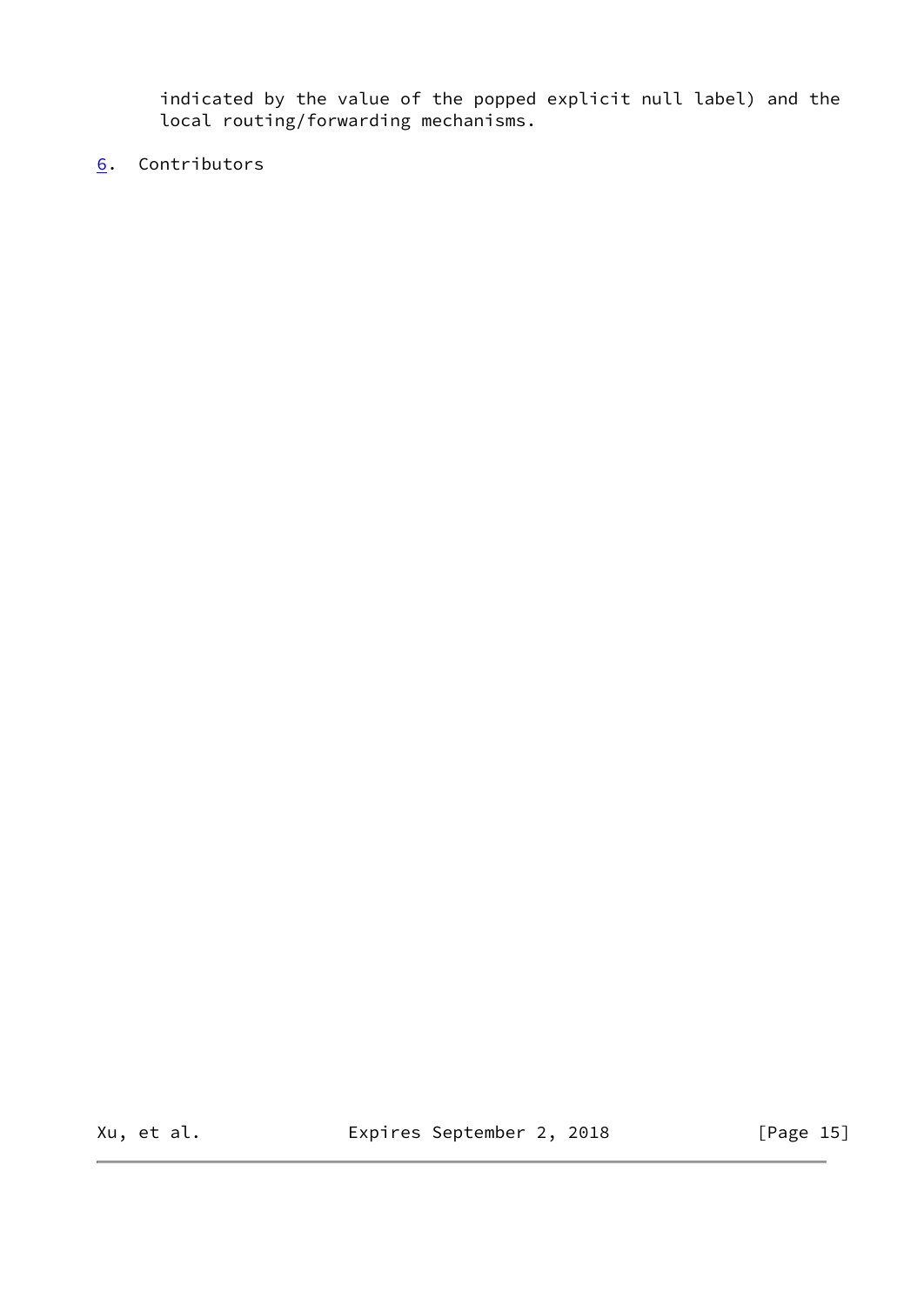indicated by the value of the popped explicit null label) and the local routing/forwarding mechanisms.

## 6. Contributors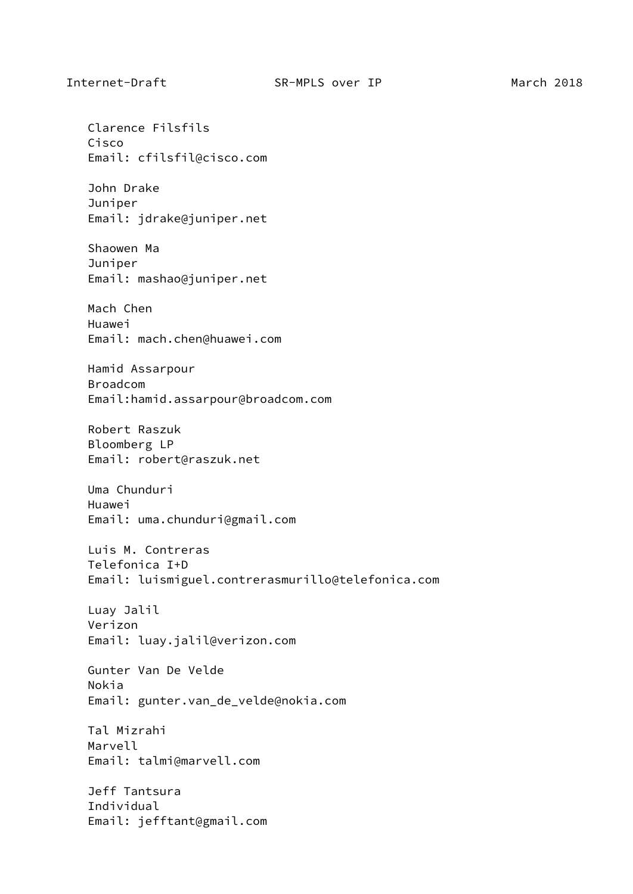Clarence Filsfils
Cisco
Email: cfilsfil@cisco.com

John Drake
Juniper
Email: jdrake@juniper.net

Shaowen Ma
Juniper
Email: mashao@juniper.net

Mach Chen
Huawei
Email: mach.chen@huawei.com

Hamid Assarpour
Broadcom
Email:hamid.assarpour@broadcom.com

Robert Raszuk
Bloomberg LP
Email: robert@raszuk.net

Uma Chunduri
Huawei
Email: uma.chunduri@gmail.com

Luis M. Contreras
Telefonica I+D
Email: luismiguel.contrerasmurillo@telefonica.com

Luay Jalil
Verizon
Email: luay.jalil@verizon.com

Gunter Van De Velde
Nokia
Email: gunter.van_de_velde@nokia.com

Tal Mizrahi
Marvell
Email: talmi@marvell.com

Jeff Tantsura
Individual
Email: jefftant@gmail.com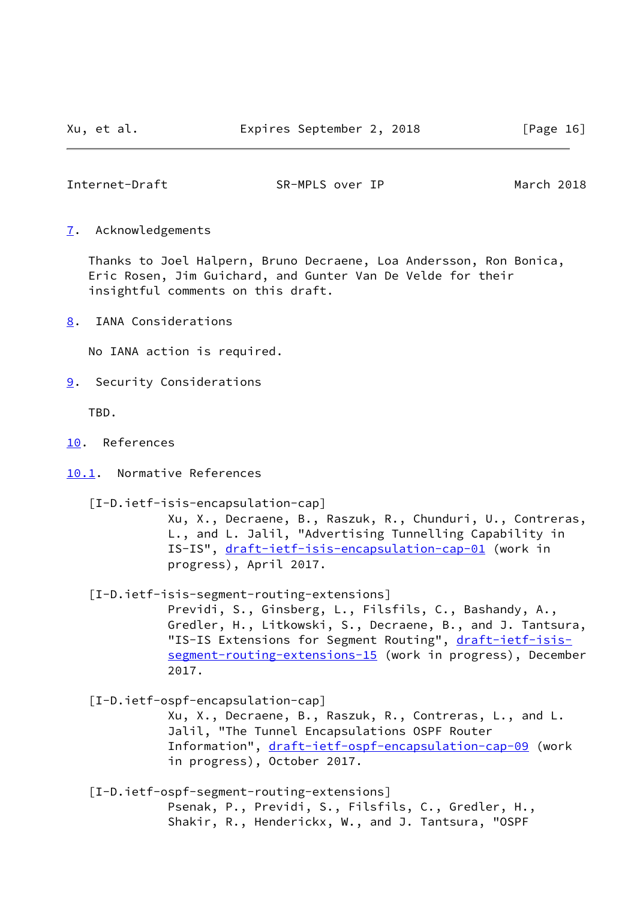## 7. Acknowledgements

Thanks to Joel Halpern, Bruno Decraene, Loa Andersson, Ron Bonica, Eric Rosen, Jim Guichard, and Gunter Van De Velde for their insightful comments on this draft.

## 8. IANA Considerations

No IANA action is required.

## 9. Security Considerations

TBD.

## 10. References

### 10.1. Normative References

[I-D.ietf-isis-encapsulation-cap]
Xu, X., Decraene, B., Raszuk, R., Chunduri, U., Contreras, L., and L. Jalil, "Advertising Tunnelling Capability in IS-IS", draft-ietf-isis-encapsulation-cap-01 (work in progress), April 2017.

[I-D.ietf-isis-segment-routing-extensions]
Previdi, S., Ginsberg, L., Filsfils, C., Bashandy, A., Gredler, H., Litkowski, S., Decraene, B., and J. Tantsura, "IS-IS Extensions for Segment Routing", draft-ietf-isis-segment-routing-extensions-15 (work in progress), December 2017.

[I-D.ietf-ospf-encapsulation-cap]
Xu, X., Decraene, B., Raszuk, R., Contreras, L., and L. Jalil, "The Tunnel Encapsulations OSPF Router Information", draft-ietf-ospf-encapsulation-cap-09 (work in progress), October 2017.

[I-D.ietf-ospf-segment-routing-extensions]
Psenak, P., Previdi, S., Filsfils, C., Gredler, H., Shakir, R., Henderickx, W., and J. Tantsura, "OSPF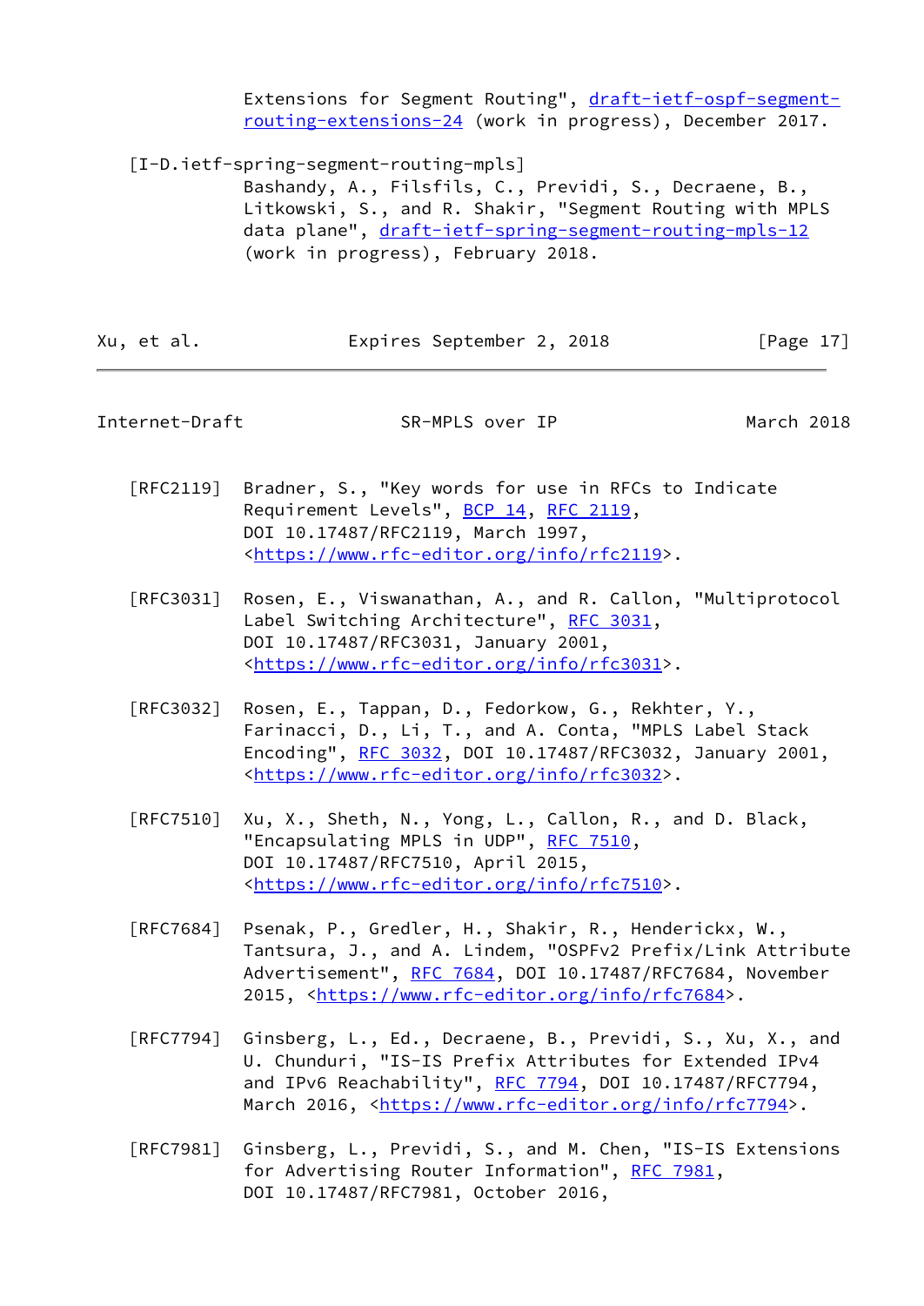Extensions for Segment Routing", draft-ietf-ospf-segment-routing-extensions-24 (work in progress), December 2017.

[I-D.ietf-spring-segment-routing-mpls]
Bashandy, A., Filsfils, C., Previdi, S., Decraene, B., Litkowski, S., and R. Shakir, "Segment Routing with MPLS data plane", draft-ietf-spring-segment-routing-mpls-12 (work in progress), February 2018.

[RFC2119] Bradner, S., "Key words for use in RFCs to Indicate Requirement Levels", BCP 14, RFC 2119, DOI 10.17487/RFC2119, March 1997, <https://www.rfc-editor.org/info/rfc2119>.

[RFC3031] Rosen, E., Viswanathan, A., and R. Callon, "Multiprotocol Label Switching Architecture", RFC 3031, DOI 10.17487/RFC3031, January 2001, <https://www.rfc-editor.org/info/rfc3031>.

[RFC3032] Rosen, E., Tappan, D., Fedorkow, G., Rekhter, Y., Farinacci, D., Li, T., and A. Conta, "MPLS Label Stack Encoding", RFC 3032, DOI 10.17487/RFC3032, January 2001, <https://www.rfc-editor.org/info/rfc3032>.

[RFC7510] Xu, X., Sheth, N., Yong, L., Callon, R., and D. Black, "Encapsulating MPLS in UDP", RFC 7510, DOI 10.17487/RFC7510, April 2015, <https://www.rfc-editor.org/info/rfc7510>.

[RFC7684] Psenak, P., Gredler, H., Shakir, R., Henderickx, W., Tantsura, J., and A. Lindem, "OSPFv2 Prefix/Link Attribute Advertisement", RFC 7684, DOI 10.17487/RFC7684, November 2015, <https://www.rfc-editor.org/info/rfc7684>.

[RFC7794] Ginsberg, L., Ed., Decraene, B., Previdi, S., Xu, X., and U. Chunduri, "IS-IS Prefix Attributes for Extended IPv4 and IPv6 Reachability", RFC 7794, DOI 10.17487/RFC7794, March 2016, <https://www.rfc-editor.org/info/rfc7794>.

[RFC7981] Ginsberg, L., Previdi, S., and M. Chen, "IS-IS Extensions for Advertising Router Information", RFC 7981, DOI 10.17487/RFC7981, October 2016,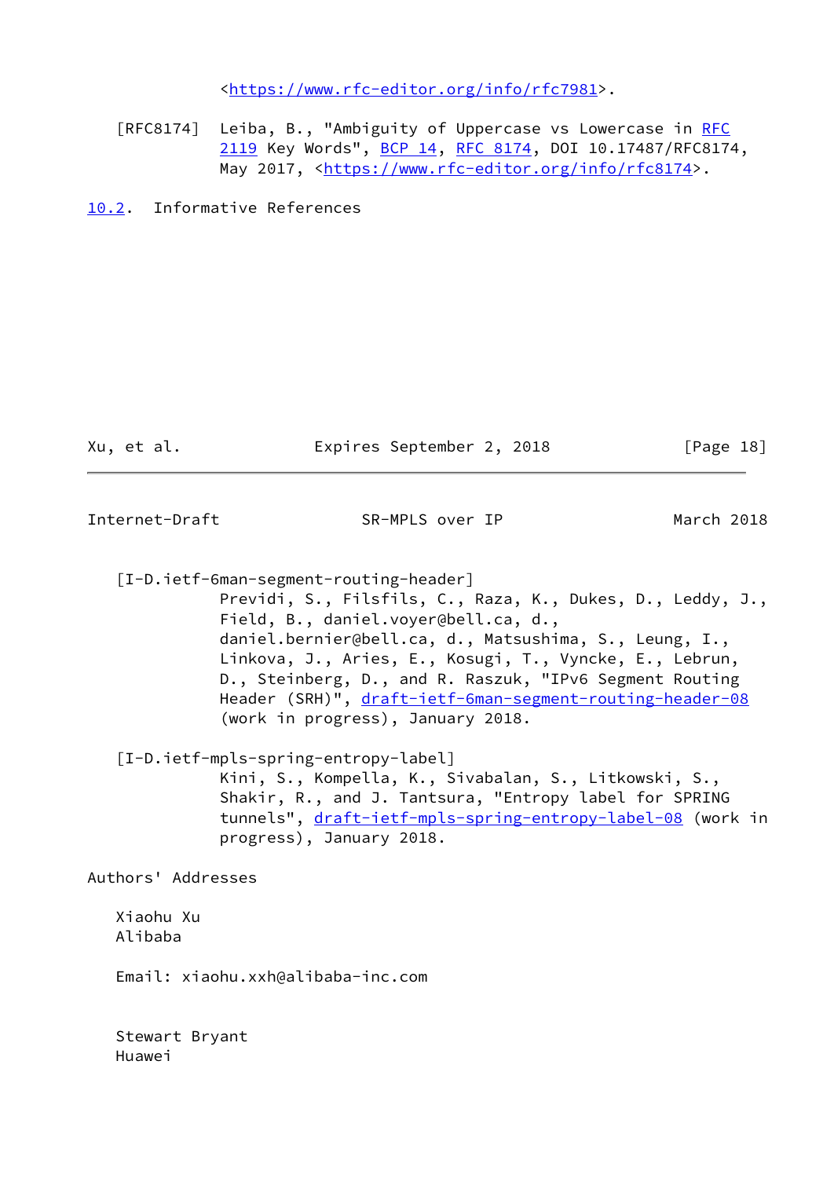<https://www.rfc-editor.org/info/rfc7981>.

[RFC8174] Leiba, B., "Ambiguity of Uppercase vs Lowercase in RFC 2119 Key Words", BCP 14, RFC 8174, DOI 10.17487/RFC8174, May 2017, <https://www.rfc-editor.org/info/rfc8174>.

## 10.2. Informative References

[I-D.ietf-6man-segment-routing-header]
Previdi, S., Filsfils, C., Raza, K., Dukes, D., Leddy, J., Field, B., daniel.voyer@bell.ca, d., daniel.bernier@bell.ca, d., Matsushima, S., Leung, I., Linkova, J., Aries, E., Kosugi, T., Vyncke, E., Lebrun, D., Steinberg, D., and R. Raszuk, "IPv6 Segment Routing Header (SRH)", draft-ietf-6man-segment-routing-header-08 (work in progress), January 2018.

[I-D.ietf-mpls-spring-entropy-label]
Kini, S., Kompella, K., Sivabalan, S., Litkowski, S., Shakir, R., and J. Tantsura, "Entropy label for SPRING tunnels", draft-ietf-mpls-spring-entropy-label-08 (work in progress), January 2018.

Authors' Addresses

Xiaohu Xu
Alibaba

Email: xiaohu.xxh@alibaba-inc.com

Stewart Bryant
Huawei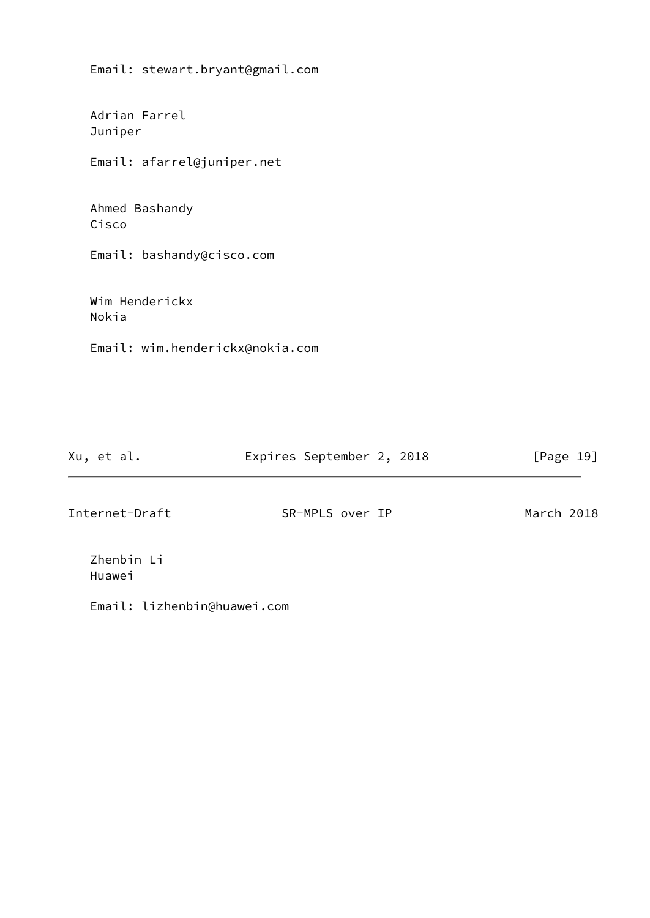Email: stewart.bryant@gmail.com

Adrian Farrel
Juniper

Email: afarrel@juniper.net

Ahmed Bashandy
Cisco

Email: bashandy@cisco.com

Wim Henderickx
Nokia

Email: wim.henderickx@nokia.com

Zhenbin Li
Huawei

Email: lizhenbin@huawei.com